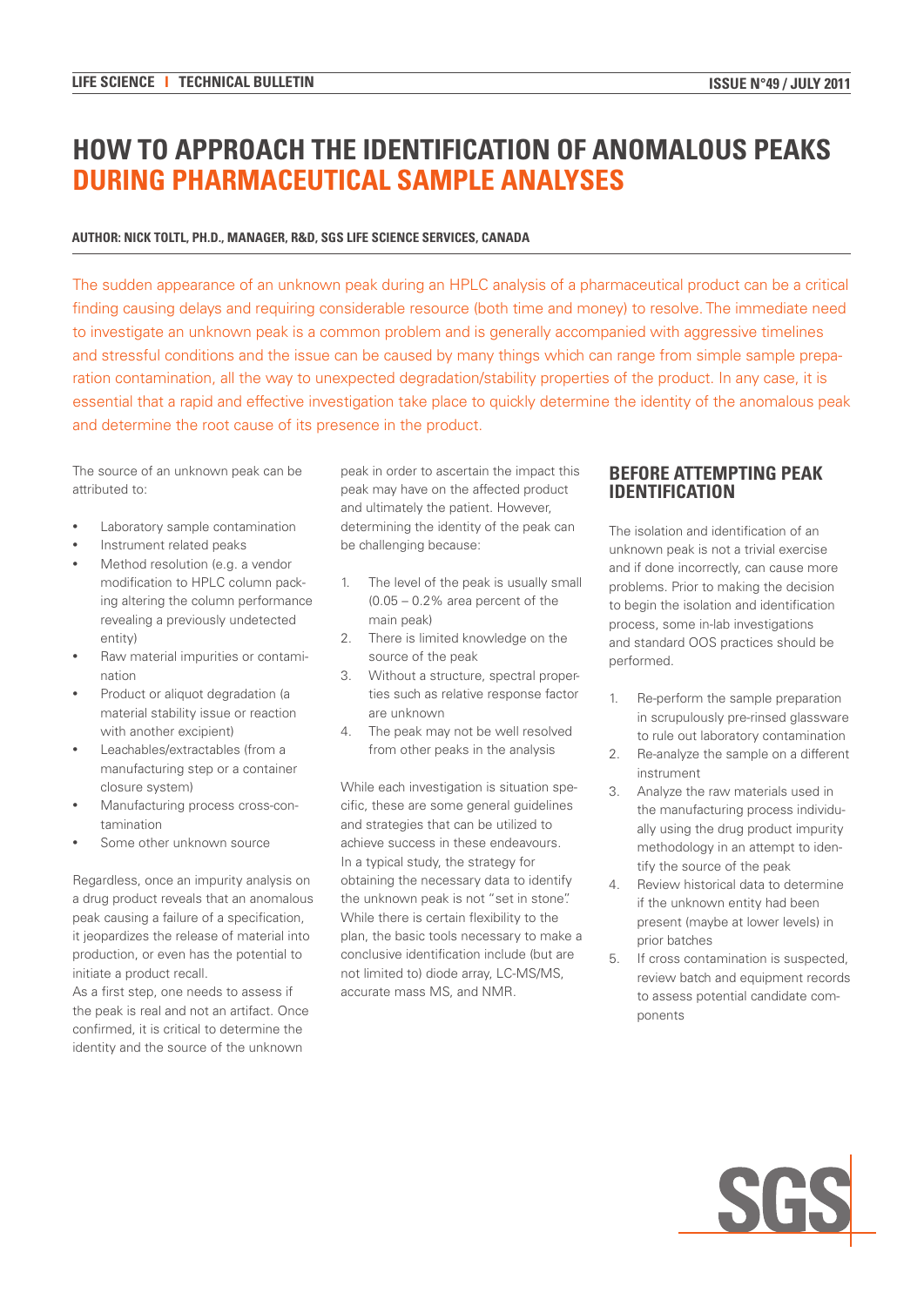# HOW TO APPROACH THE IDENTIFICATION OF ANOMALOUS PEAKS DURING PHARMACEUTICAL SAMPLE ANALYSES

**AUTHOR: NICK TOLTL, PH.D., MANAGER, R&D, SGS LIFE SCIENCE SERVICES, CANADA**

The sudden appearance of an unknown peak during an HPLC analysis of a pharmaceutical product can be a critical finding causing delays and requiring considerable resource (both time and money) to resolve. The immediate need to investigate an unknown peak is a common problem and is generally accompanied with aggressive timelines and stressful conditions and the issue can be caused by many things which can range from simple sample preparation contamination, all the way to unexpected degradation/stability properties of the product. In any case, it is essential that a rapid and effective investigation take place to quickly determine the identity of the anomalous peak and determine the root cause of its presence in the product.

The source of an unknown peak can be attributed to:

- Laboratory sample contamination
- Instrument related peaks
- Method resolution (e.g. a vendor modification to HPLC column packing altering the column performance revealing a previously undetected entity)
- Raw material impurities or contamination
- Product or aliquot degradation (a material stability issue or reaction with another excipient)
- Leachables/extractables (from a manufacturing step or a container closure system)
- Manufacturing process cross-contamination
- Some other unknown source

Regardless, once an impurity analysis on a drug product reveals that an anomalous peak causing a failure of a specification, it jeopardizes the release of material into production, or even has the potential to initiate a product recall.

As a first step, one needs to assess if the peak is real and not an artifact. Once confirmed, it is critical to determine the identity and the source of the unknown peak in order to ascertain the impact this peak may have on the affected product and ultimately the patient. However, determining the identity of the peak can be challenging because:

1. The level of the peak is usually small (0.05 – 0.2% area percent of the main peak)
2. There is limited knowledge on the source of the peak
3. Without a structure, spectral properties such as relative response factor are unknown
4. The peak may not be well resolved from other peaks in the analysis

While each investigation is situation specific, these are some general guidelines and strategies that can be utilized to achieve success in these endeavours. In a typical study, the strategy for obtaining the necessary data to identify the unknown peak is not "set in stone". While there is certain flexibility to the plan, the basic tools necessary to make a conclusive identification include (but are not limited to) diode array, LC-MS/MS, accurate mass MS, and NMR.

## BEFORE ATTEMPTING PEAK IDENTIFICATION

The isolation and identification of an unknown peak is not a trivial exercise and if done incorrectly, can cause more problems. Prior to making the decision to begin the isolation and identification process, some in-lab investigations and standard OOS practices should be performed.

1. Re-perform the sample preparation in scrupulously pre-rinsed glassware to rule out laboratory contamination
2. Re-analyze the sample on a different instrument
3. Analyze the raw materials used in the manufacturing process individually using the drug product impurity methodology in an attempt to identify the source of the peak
4. Review historical data to determine if the unknown entity had been present (maybe at lower levels) in prior batches
5. If cross contamination is suspected, review batch and equipment records to assess potential candidate components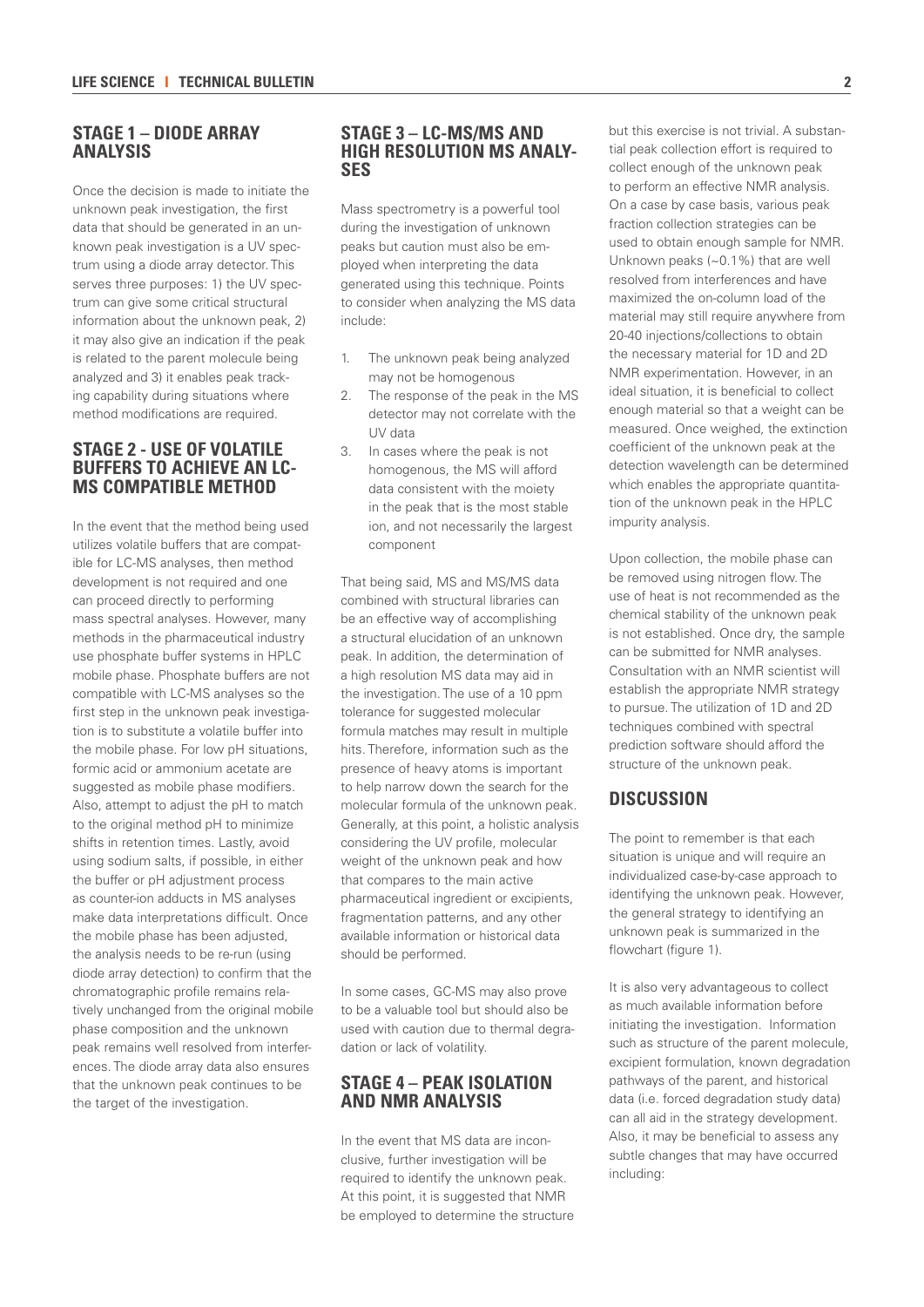## STAGE 1 – DIODE ARRAY ANALYSIS

Once the decision is made to initiate the unknown peak investigation, the first data that should be generated in an unknown peak investigation is a UV spectrum using a diode array detector. This serves three purposes: 1) the UV spectrum can give some critical structural information about the unknown peak, 2) it may also give an indication if the peak is related to the parent molecule being analyzed and 3) it enables peak tracking capability during situations where method modifications are required.

## STAGE 2 - USE OF VOLATILE BUFFERS TO ACHIEVE AN LC-MS COMPATIBLE METHOD

In the event that the method being used utilizes volatile buffers that are compatible for LC-MS analyses, then method development is not required and one can proceed directly to performing mass spectral analyses. However, many methods in the pharmaceutical industry use phosphate buffer systems in HPLC mobile phase. Phosphate buffers are not compatible with LC-MS analyses so the first step in the unknown peak investigation is to substitute a volatile buffer into the mobile phase. For low pH situations, formic acid or ammonium acetate are suggested as mobile phase modifiers. Also, attempt to adjust the pH to match to the original method pH to minimize shifts in retention times. Lastly, avoid using sodium salts, if possible, in either the buffer or pH adjustment process as counter-ion adducts in MS analyses make data interpretations difficult. Once the mobile phase has been adjusted, the analysis needs to be re-run (using diode array detection) to confirm that the chromatographic profile remains relatively unchanged from the original mobile phase composition and the unknown peak remains well resolved from interferences. The diode array data also ensures that the unknown peak continues to be the target of the investigation.

## STAGE 3 – LC-MS/MS AND HIGH RESOLUTION MS ANALYSES

Mass spectrometry is a powerful tool during the investigation of unknown peaks but caution must also be employed when interpreting the data generated using this technique. Points to consider when analyzing the MS data include:

1. The unknown peak being analyzed may not be homogenous
2. The response of the peak in the MS detector may not correlate with the UV data
3. In cases where the peak is not homogenous, the MS will afford data consistent with the moiety in the peak that is the most stable ion, and not necessarily the largest component

That being said, MS and MS/MS data combined with structural libraries can be an effective way of accomplishing a structural elucidation of an unknown peak. In addition, the determination of a high resolution MS data may aid in the investigation. The use of a 10 ppm tolerance for suggested molecular formula matches may result in multiple hits. Therefore, information such as the presence of heavy atoms is important to help narrow down the search for the molecular formula of the unknown peak. Generally, at this point, a holistic analysis considering the UV profile, molecular weight of the unknown peak and how that compares to the main active pharmaceutical ingredient or excipients, fragmentation patterns, and any other available information or historical data should be performed.

In some cases, GC-MS may also prove to be a valuable tool but should also be used with caution due to thermal degradation or lack of volatility.

## STAGE 4 – PEAK ISOLATION AND NMR ANALYSIS

In the event that MS data are inconclusive, further investigation will be required to identify the unknown peak. At this point, it is suggested that NMR be employed to determine the structure but this exercise is not trivial. A substantial peak collection effort is required to collect enough of the unknown peak to perform an effective NMR analysis. On a case by case basis, various peak fraction collection strategies can be used to obtain enough sample for NMR. Unknown peaks (~0.1%) that are well resolved from interferences and have maximized the on-column load of the material may still require anywhere from 20-40 injections/collections to obtain the necessary material for 1D and 2D NMR experimentation. However, in an ideal situation, it is beneficial to collect enough material so that a weight can be measured. Once weighed, the extinction coefficient of the unknown peak at the detection wavelength can be determined which enables the appropriate quantitation of the unknown peak in the HPLC impurity analysis.

Upon collection, the mobile phase can be removed using nitrogen flow. The use of heat is not recommended as the chemical stability of the unknown peak is not established. Once dry, the sample can be submitted for NMR analyses. Consultation with an NMR scientist will establish the appropriate NMR strategy to pursue. The utilization of 1D and 2D techniques combined with spectral prediction software should afford the structure of the unknown peak.

## DISCUSSION

The point to remember is that each situation is unique and will require an individualized case-by-case approach to identifying the unknown peak. However, the general strategy to identifying an unknown peak is summarized in the flowchart (figure 1).

It is also very advantageous to collect as much available information before initiating the investigation. Information such as structure of the parent molecule, excipient formulation, known degradation pathways of the parent, and historical data (i.e. forced degradation study data) can all aid in the strategy development. Also, it may be beneficial to assess any subtle changes that may have occurred including: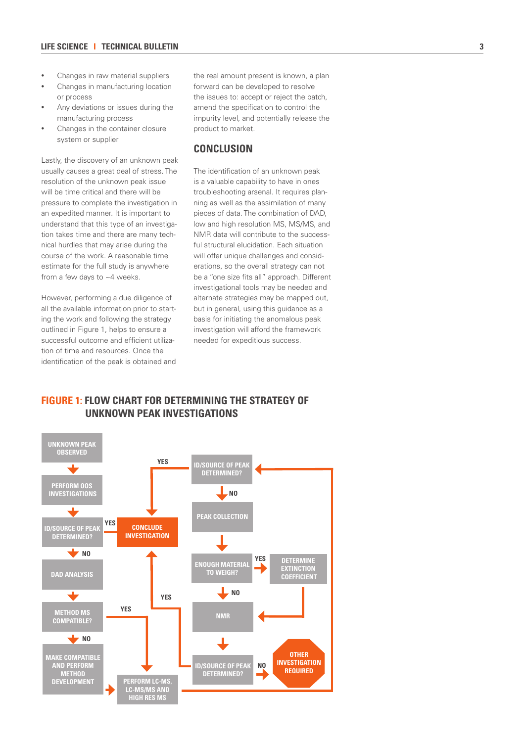- Changes in raw material suppliers
- Changes in manufacturing location or process
- Any deviations or issues during the manufacturing process
- Changes in the container closure system or supplier

Lastly, the discovery of an unknown peak usually causes a great deal of stress. The resolution of the unknown peak issue will be time critical and there will be pressure to complete the investigation in an expedited manner. It is important to understand that this type of an investigation takes time and there are many technical hurdles that may arise during the course of the work. A reasonable time estimate for the full study is anywhere from a few days to ~4 weeks.

However, performing a due diligence of all the available information prior to starting the work and following the strategy outlined in Figure 1, helps to ensure a successful outcome and efficient utilization of time and resources. Once the identification of the peak is obtained and the real amount present is known, a plan forward can be developed to resolve the issues to: accept or reject the batch, amend the specification to control the impurity level, and potentially release the product to market.

## CONCLUSION

The identification of an unknown peak is a valuable capability to have in ones troubleshooting arsenal. It requires planning as well as the assimilation of many pieces of data. The combination of DAD, low and high resolution MS, MS/MS, and NMR data will contribute to the successful structural elucidation. Each situation will offer unique challenges and considerations, so the overall strategy can not be a "one size fits all" approach. Different investigational tools may be needed and alternate strategies may be mapped out, but in general, using this guidance as a basis for initiating the anomalous peak investigation will afford the framework needed for expeditious success.

## FIGURE 1: FLOW CHART FOR DETERMINING THE STRATEGY OF UNKNOWN PEAK INVESTIGATIONS

UNKNOWN PEAK OBSERVED → PERFORM OOS INVESTIGATIONS → ID/SOURCE OF PEAK DETERMINED? (YES → CONCLUDE INVESTIGATION; NO → DAD ANALYSIS) → METHOD MS COMPATIBLE? (YES → PERFORM LC-MS, LC-MS/MS AND HIGH RES MS; NO → MAKE COMPATIBLE AND PERFORM METHOD DEVELOPMENT → PERFORM LC-MS, LC-MS/MS AND HIGH RES MS)

PERFORM LC-MS, LC-MS/MS AND HIGH RES MS → ID/SOURCE OF PEAK DETERMINED? (YES → CONCLUDE INVESTIGATION; NO → PEAK COLLECTION) → ENOUGH MATERIAL TO WEIGH? (YES → DETERMINE EXTINCTION COEFFICIENT → NMR; NO → NMR) → ID/SOURCE OF PEAK DETERMINED? (YES → CONCLUDE INVESTIGATION; NO → OTHER INVESTIGATION REQUIRED)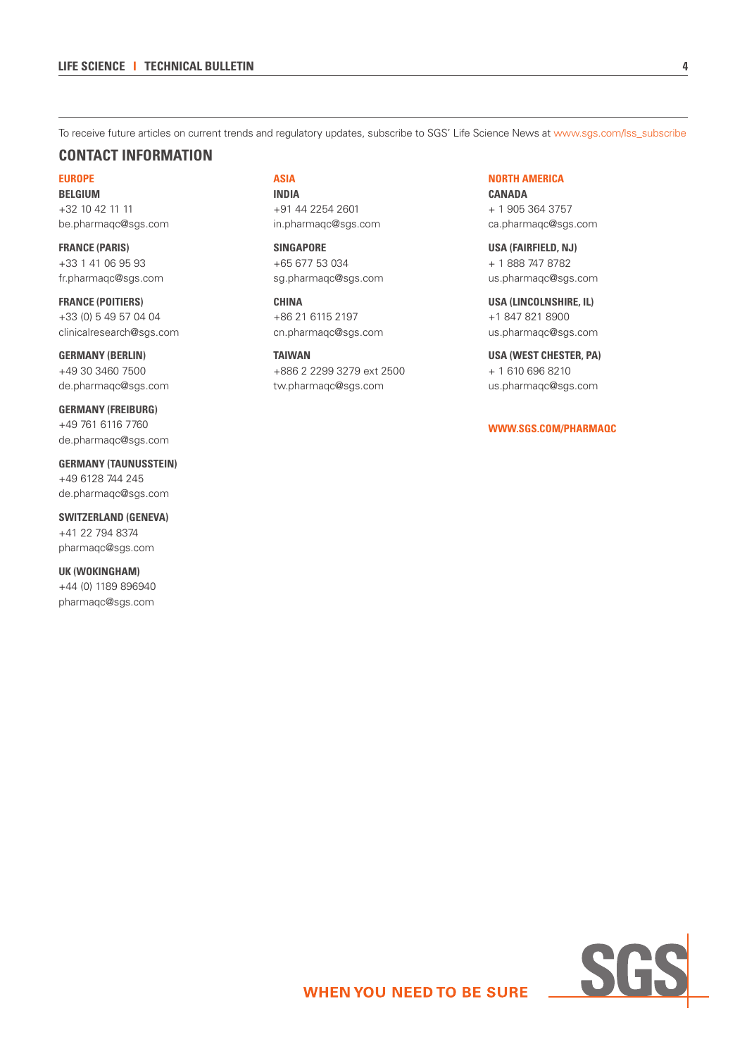To receive future articles on current trends and regulatory updates, subscribe to SGS' Life Science News at www.sgs.com/lss_subscribe

## CONTACT INFORMATION

### EUROPE

**BELGIUM**
+32 10 42 11 11
be.pharmaqc@sgs.com

**FRANCE (PARIS)**
+33 1 41 06 95 93
fr.pharmaqc@sgs.com

**FRANCE (POITIERS)**
+33 (0) 5 49 57 04 04
clinicalresearch@sgs.com

**GERMANY (BERLIN)**
+49 30 3460 7500
de.pharmaqc@sgs.com

**GERMANY (FREIBURG)**
+49 761 6116 7760
de.pharmaqc@sgs.com

**GERMANY (TAUNUSSTEIN)**
+49 6128 744 245
de.pharmaqc@sgs.com

**SWITZERLAND (GENEVA)**
+41 22 794 8374
pharmaqc@sgs.com

**UK (WOKINGHAM)**
+44 (0) 1189 896940
pharmaqc@sgs.com

### ASIA

**INDIA**
+91 44 2254 2601
in.pharmaqc@sgs.com

**SINGAPORE**
+65 677 53 034
sg.pharmaqc@sgs.com

**CHINA**
+86 21 6115 2197
cn.pharmaqc@sgs.com

**TAIWAN**
+886 2 2299 3279 ext 2500
tw.pharmaqc@sgs.com

### NORTH AMERICA

**CANADA**
+ 1 905 364 3757
ca.pharmaqc@sgs.com

**USA (FAIRFIELD, NJ)**
+ 1 888 747 8782
us.pharmaqc@sgs.com

**USA (LINCOLNSHIRE, IL)**
+1 847 821 8900
us.pharmaqc@sgs.com

**USA (WEST CHESTER, PA)**
+ 1 610 696 8210
us.pharmaqc@sgs.com

**WWW.SGS.COM/PHARMAQC**

WHEN YOU NEED TO BE SURE

SGS